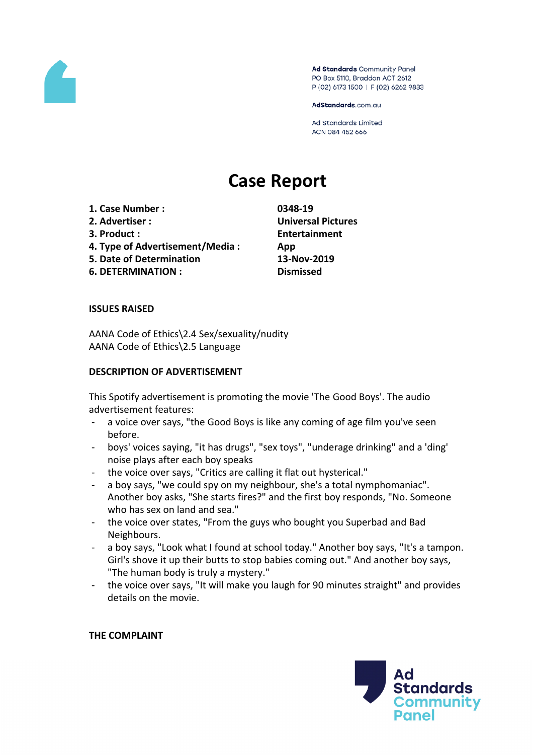Ad Standards Community Panel
PO Box 5110, Braddon ACT 2612
P (02) 6173 1500 | F (02) 6262 9833

AdStandards.com.au

Ad Standards Limited
ACN 084 452 666

# Case Report

| | |
|---|---|
| **1. Case Number :** | **0348-19** |
| **2. Advertiser :** | **Universal Pictures** |
| **3. Product :** | **Entertainment** |
| **4. Type of Advertisement/Media :** | **App** |
| **5. Date of Determination** | **13-Nov-2019** |
| **6. DETERMINATION :** | **Dismissed** |

**ISSUES RAISED**

AANA Code of Ethics\2.4 Sex/sexuality/nudity
AANA Code of Ethics\2.5 Language

**DESCRIPTION OF ADVERTISEMENT**

This Spotify advertisement is promoting the movie 'The Good Boys'. The audio advertisement features:

- a voice over says, "the Good Boys is like any coming of age film you've seen before.
- boys' voices saying, "it has drugs", "sex toys", "underage drinking" and a 'ding' noise plays after each boy speaks
- the voice over says, "Critics are calling it flat out hysterical."
- a boy says, "we could spy on my neighbour, she's a total nymphomaniac". Another boy asks, "She starts fires?" and the first boy responds, "No. Someone who has sex on land and sea."
- the voice over states, "From the guys who bought you Superbad and Bad Neighbours.
- a boy says, "Look what I found at school today." Another boy says, "It's a tampon. Girl's shove it up their butts to stop babies coming out." And another boy says, "The human body is truly a mystery."
- the voice over says, "It will make you laugh for 90 minutes straight" and provides details on the movie.

**THE COMPLAINT**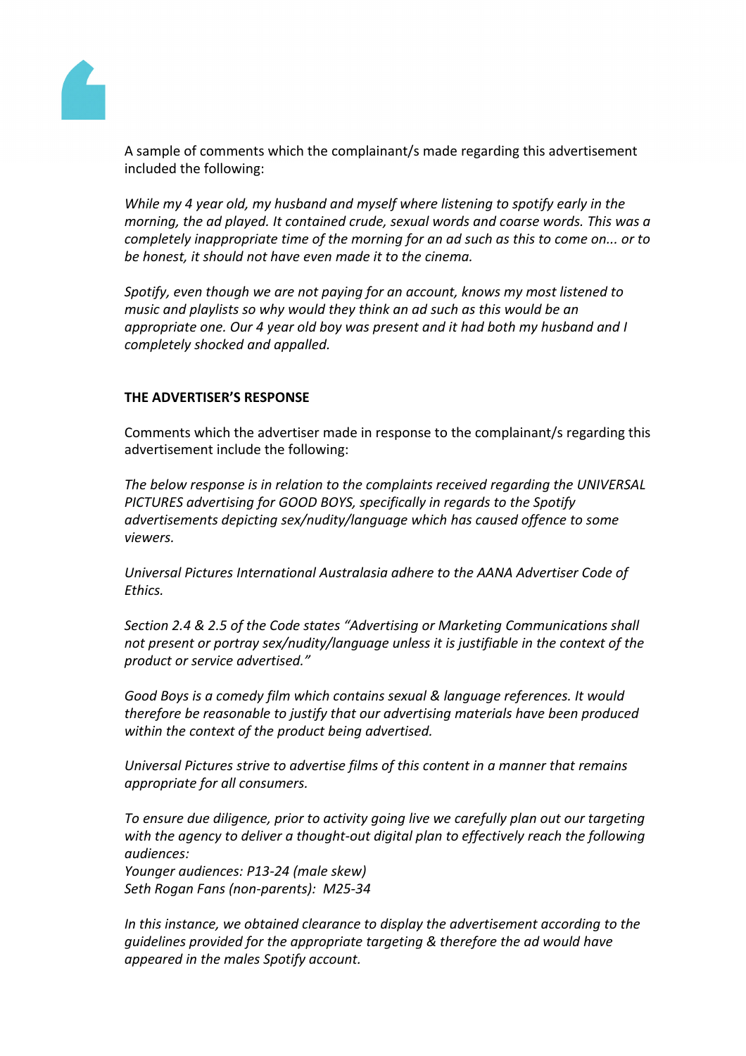A sample of comments which the complainant/s made regarding this advertisement included the following:

*While my 4 year old, my husband and myself where listening to spotify early in the morning, the ad played. It contained crude, sexual words and coarse words. This was a completely inappropriate time of the morning for an ad such as this to come on... or to be honest, it should not have even made it to the cinema.*

*Spotify, even though we are not paying for an account, knows my most listened to music and playlists so why would they think an ad such as this would be an appropriate one. Our 4 year old boy was present and it had both my husband and I completely shocked and appalled.*

**THE ADVERTISER'S RESPONSE**

Comments which the advertiser made in response to the complainant/s regarding this advertisement include the following:

*The below response is in relation to the complaints received regarding the UNIVERSAL PICTURES advertising for GOOD BOYS, specifically in regards to the Spotify advertisements depicting sex/nudity/language which has caused offence to some viewers.*

*Universal Pictures International Australasia adhere to the AANA Advertiser Code of Ethics.*

*Section 2.4 & 2.5 of the Code states "Advertising or Marketing Communications shall not present or portray sex/nudity/language unless it is justifiable in the context of the product or service advertised."*

*Good Boys is a comedy film which contains sexual & language references. It would therefore be reasonable to justify that our advertising materials have been produced within the context of the product being advertised.*

*Universal Pictures strive to advertise films of this content in a manner that remains appropriate for all consumers.*

*To ensure due diligence, prior to activity going live we carefully plan out our targeting with the agency to deliver a thought-out digital plan to effectively reach the following audiences:*
*Younger audiences: P13-24 (male skew)*
*Seth Rogan Fans (non-parents): M25-34*

*In this instance, we obtained clearance to display the advertisement according to the guidelines provided for the appropriate targeting & therefore the ad would have appeared in the males Spotify account.*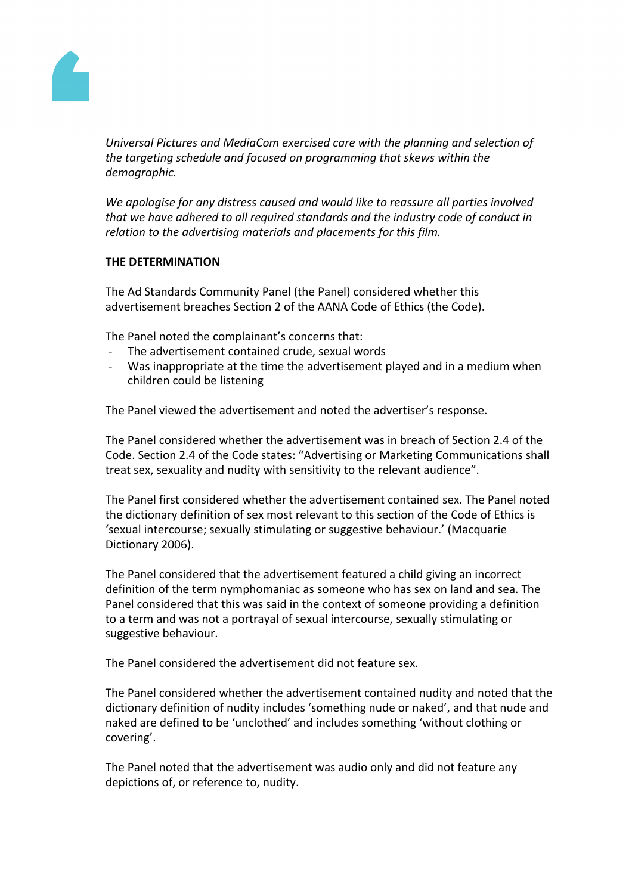*Universal Pictures and MediaCom exercised care with the planning and selection of the targeting schedule and focused on programming that skews within the demographic.*

*We apologise for any distress caused and would like to reassure all parties involved that we have adhered to all required standards and the industry code of conduct in relation to the advertising materials and placements for this film.*

**THE DETERMINATION**

The Ad Standards Community Panel (the Panel) considered whether this advertisement breaches Section 2 of the AANA Code of Ethics (the Code).

The Panel noted the complainant's concerns that:

- The advertisement contained crude, sexual words
- Was inappropriate at the time the advertisement played and in a medium when children could be listening

The Panel viewed the advertisement and noted the advertiser's response.

The Panel considered whether the advertisement was in breach of Section 2.4 of the Code. Section 2.4 of the Code states: "Advertising or Marketing Communications shall treat sex, sexuality and nudity with sensitivity to the relevant audience".

The Panel first considered whether the advertisement contained sex. The Panel noted the dictionary definition of sex most relevant to this section of the Code of Ethics is 'sexual intercourse; sexually stimulating or suggestive behaviour.' (Macquarie Dictionary 2006).

The Panel considered that the advertisement featured a child giving an incorrect definition of the term nymphomaniac as someone who has sex on land and sea. The Panel considered that this was said in the context of someone providing a definition to a term and was not a portrayal of sexual intercourse, sexually stimulating or suggestive behaviour.

The Panel considered the advertisement did not feature sex.

The Panel considered whether the advertisement contained nudity and noted that the dictionary definition of nudity includes 'something nude or naked', and that nude and naked are defined to be 'unclothed' and includes something 'without clothing or covering'.

The Panel noted that the advertisement was audio only and did not feature any depictions of, or reference to, nudity.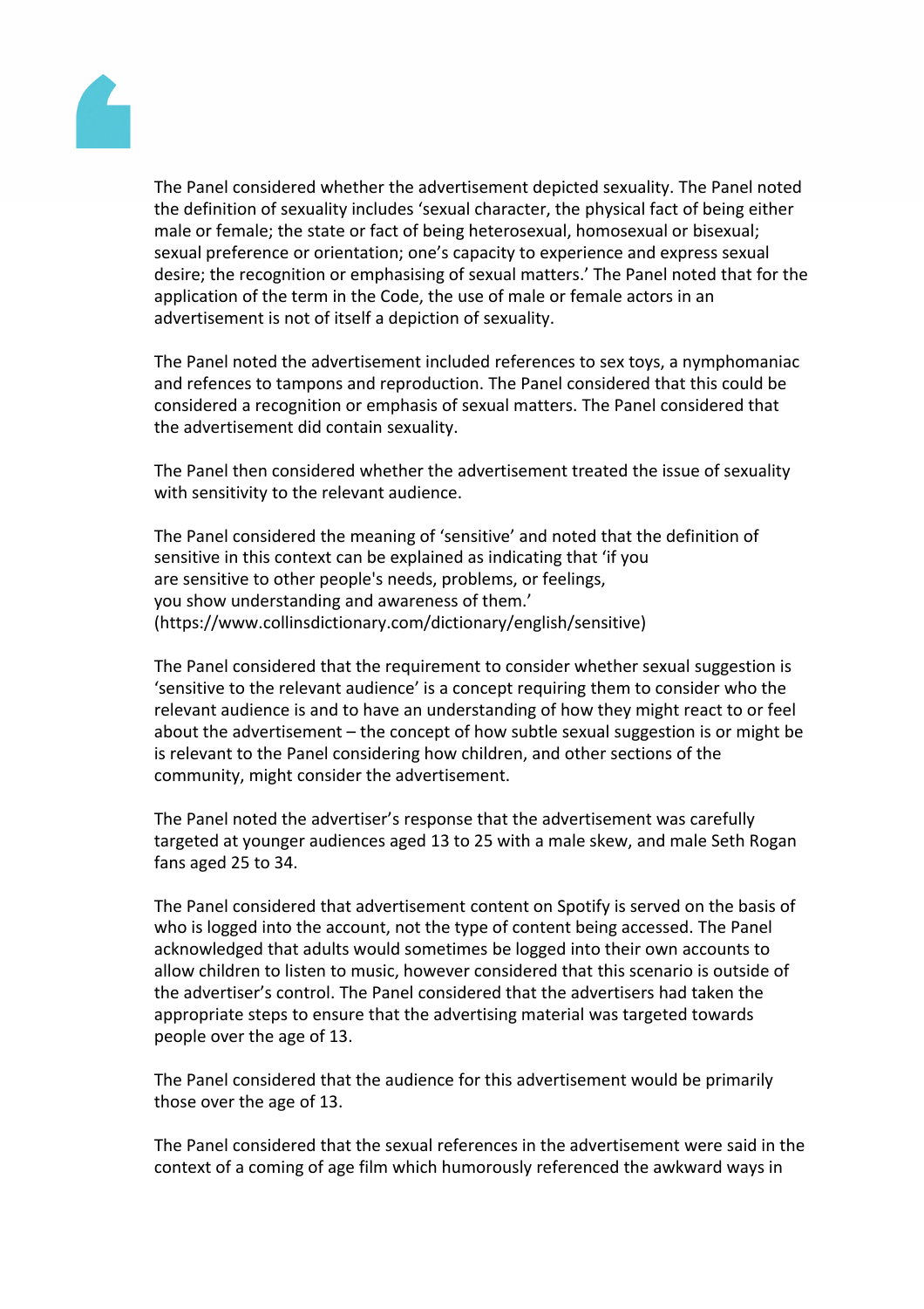The Panel considered whether the advertisement depicted sexuality. The Panel noted the definition of sexuality includes 'sexual character, the physical fact of being either male or female; the state or fact of being heterosexual, homosexual or bisexual; sexual preference or orientation; one's capacity to experience and express sexual desire; the recognition or emphasising of sexual matters.' The Panel noted that for the application of the term in the Code, the use of male or female actors in an advertisement is not of itself a depiction of sexuality.

The Panel noted the advertisement included references to sex toys, a nymphomaniac and refences to tampons and reproduction. The Panel considered that this could be considered a recognition or emphasis of sexual matters. The Panel considered that the advertisement did contain sexuality.

The Panel then considered whether the advertisement treated the issue of sexuality with sensitivity to the relevant audience.

The Panel considered the meaning of 'sensitive' and noted that the definition of sensitive in this context can be explained as indicating that 'if you are sensitive to other people's needs, problems, or feelings, you show understanding and awareness of them.' (https://www.collinsdictionary.com/dictionary/english/sensitive)

The Panel considered that the requirement to consider whether sexual suggestion is 'sensitive to the relevant audience' is a concept requiring them to consider who the relevant audience is and to have an understanding of how they might react to or feel about the advertisement – the concept of how subtle sexual suggestion is or might be is relevant to the Panel considering how children, and other sections of the community, might consider the advertisement.

The Panel noted the advertiser's response that the advertisement was carefully targeted at younger audiences aged 13 to 25 with a male skew, and male Seth Rogan fans aged 25 to 34.

The Panel considered that advertisement content on Spotify is served on the basis of who is logged into the account, not the type of content being accessed. The Panel acknowledged that adults would sometimes be logged into their own accounts to allow children to listen to music, however considered that this scenario is outside of the advertiser's control. The Panel considered that the advertisers had taken the appropriate steps to ensure that the advertising material was targeted towards people over the age of 13.

The Panel considered that the audience for this advertisement would be primarily those over the age of 13.

The Panel considered that the sexual references in the advertisement were said in the context of a coming of age film which humorously referenced the awkward ways in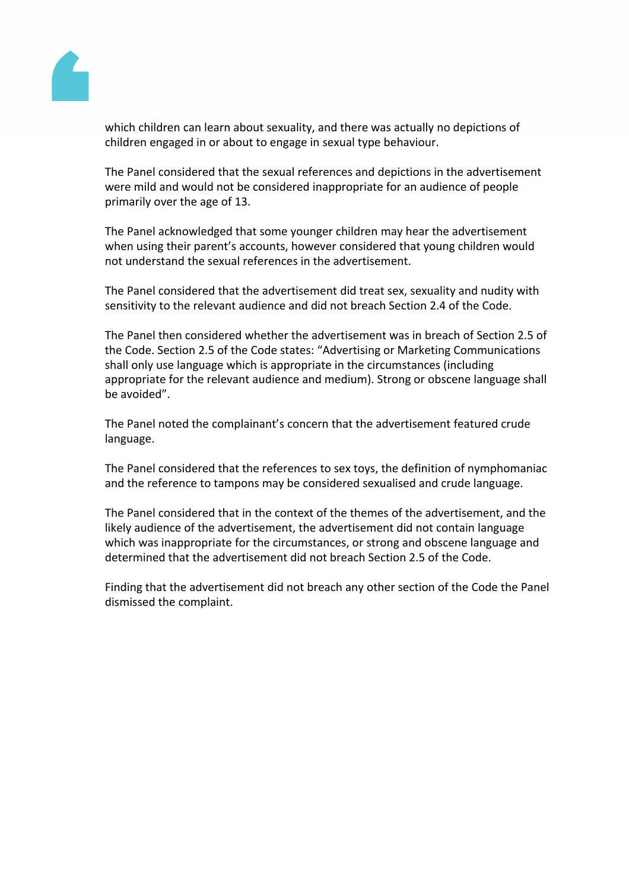which children can learn about sexuality, and there was actually no depictions of children engaged in or about to engage in sexual type behaviour.

The Panel considered that the sexual references and depictions in the advertisement were mild and would not be considered inappropriate for an audience of people primarily over the age of 13.

The Panel acknowledged that some younger children may hear the advertisement when using their parent's accounts, however considered that young children would not understand the sexual references in the advertisement.

The Panel considered that the advertisement did treat sex, sexuality and nudity with sensitivity to the relevant audience and did not breach Section 2.4 of the Code.

The Panel then considered whether the advertisement was in breach of Section 2.5 of the Code. Section 2.5 of the Code states: "Advertising or Marketing Communications shall only use language which is appropriate in the circumstances (including appropriate for the relevant audience and medium). Strong or obscene language shall be avoided".

The Panel noted the complainant's concern that the advertisement featured crude language.

The Panel considered that the references to sex toys, the definition of nymphomaniac and the reference to tampons may be considered sexualised and crude language.

The Panel considered that in the context of the themes of the advertisement, and the likely audience of the advertisement, the advertisement did not contain language which was inappropriate for the circumstances, or strong and obscene language and determined that the advertisement did not breach Section 2.5 of the Code.

Finding that the advertisement did not breach any other section of the Code the Panel dismissed the complaint.